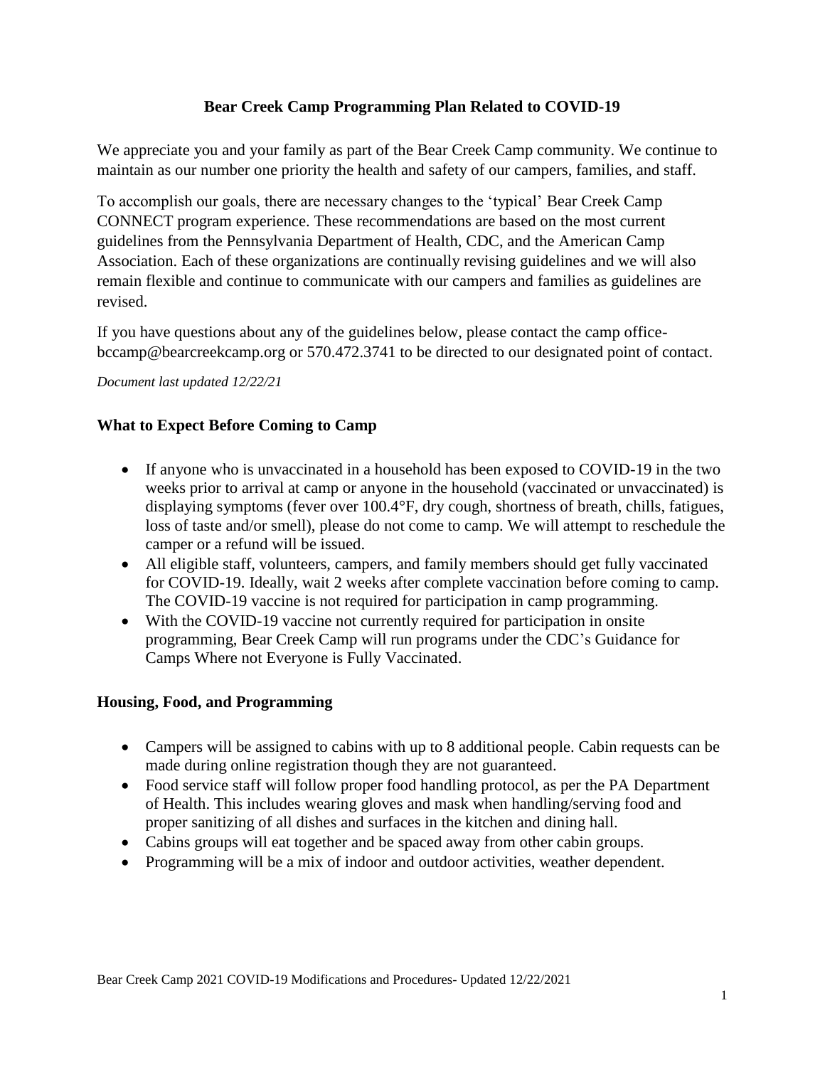# Bear Creek Camp Programming Plan Related to COVID-19

We appreciate you and your family as part of the Bear Creek Camp community. We continue to maintain as our number one priority the health and safety of our campers, families, and staff.

To accomplish our goals, there are necessary changes to the 'typical' Bear Creek Camp CONNECT program experience. These recommendations are based on the most current guidelines from the Pennsylvania Department of Health, CDC, and the American Camp Association. Each of these organizations are continually revising guidelines and we will also remain flexible and continue to communicate with our campers and families as guidelines are revised.

If you have questions about any of the guidelines below, please contact the camp office- bccamp@bearcreekcamp.org or 570.472.3741 to be directed to our designated point of contact.

*Document last updated 12/22/21*

## What to Expect Before Coming to Camp

- If anyone who is unvaccinated in a household has been exposed to COVID-19 in the two weeks prior to arrival at camp or anyone in the household (vaccinated or unvaccinated) is displaying symptoms (fever over 100.4°F, dry cough, shortness of breath, chills, fatigues, loss of taste and/or smell), please do not come to camp. We will attempt to reschedule the camper or a refund will be issued.
- All eligible staff, volunteers, campers, and family members should get fully vaccinated for COVID-19. Ideally, wait 2 weeks after complete vaccination before coming to camp. The COVID-19 vaccine is not required for participation in camp programming.
- With the COVID-19 vaccine not currently required for participation in onsite programming, Bear Creek Camp will run programs under the CDC's Guidance for Camps Where not Everyone is Fully Vaccinated.

## Housing, Food, and Programming

- Campers will be assigned to cabins with up to 8 additional people. Cabin requests can be made during online registration though they are not guaranteed.
- Food service staff will follow proper food handling protocol, as per the PA Department of Health. This includes wearing gloves and mask when handling/serving food and proper sanitizing of all dishes and surfaces in the kitchen and dining hall.
- Cabins groups will eat together and be spaced away from other cabin groups.
- Programming will be a mix of indoor and outdoor activities, weather dependent.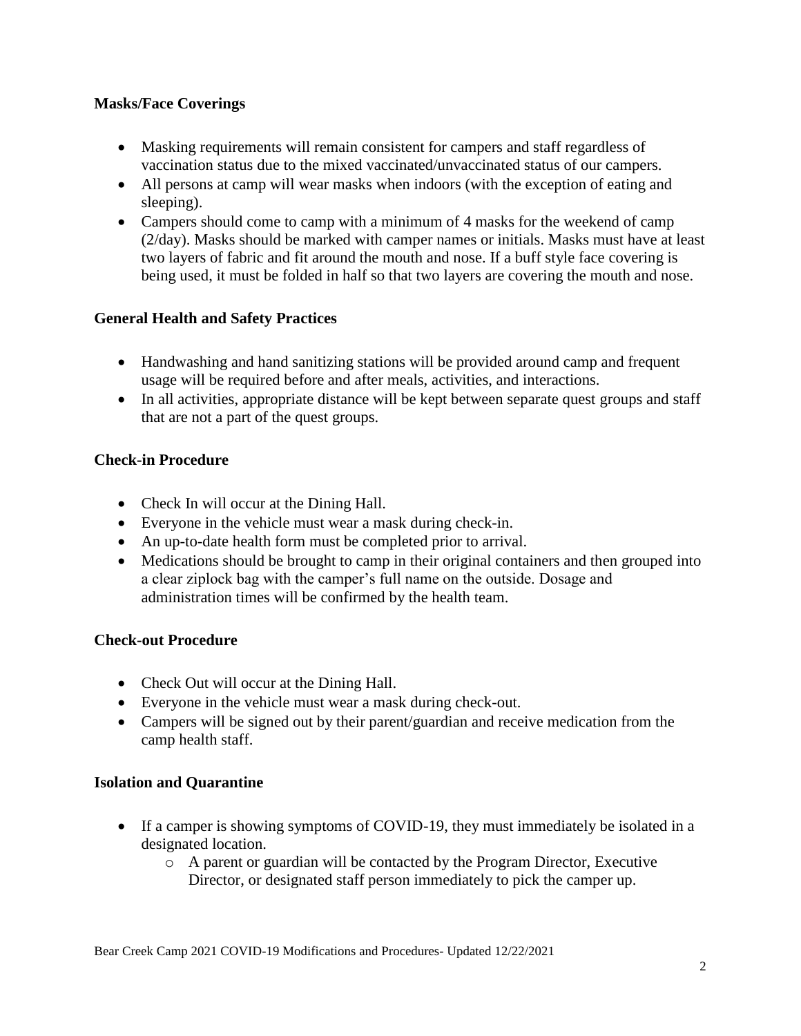**Masks/Face Coverings**

- Masking requirements will remain consistent for campers and staff regardless of vaccination status due to the mixed vaccinated/unvaccinated status of our campers.
- All persons at camp will wear masks when indoors (with the exception of eating and sleeping).
- Campers should come to camp with a minimum of 4 masks for the weekend of camp (2/day). Masks should be marked with camper names or initials. Masks must have at least two layers of fabric and fit around the mouth and nose. If a buff style face covering is being used, it must be folded in half so that two layers are covering the mouth and nose.

**General Health and Safety Practices**

- Handwashing and hand sanitizing stations will be provided around camp and frequent usage will be required before and after meals, activities, and interactions.
- In all activities, appropriate distance will be kept between separate quest groups and staff that are not a part of the quest groups.

**Check-in Procedure**

- Check In will occur at the Dining Hall.
- Everyone in the vehicle must wear a mask during check-in.
- An up-to-date health form must be completed prior to arrival.
- Medications should be brought to camp in their original containers and then grouped into a clear ziplock bag with the camper's full name on the outside. Dosage and administration times will be confirmed by the health team.

**Check-out Procedure**

- Check Out will occur at the Dining Hall.
- Everyone in the vehicle must wear a mask during check-out.
- Campers will be signed out by their parent/guardian and receive medication from the camp health staff.

**Isolation and Quarantine**

- If a camper is showing symptoms of COVID-19, they must immediately be isolated in a designated location.
    - A parent or guardian will be contacted by the Program Director, Executive Director, or designated staff person immediately to pick the camper up.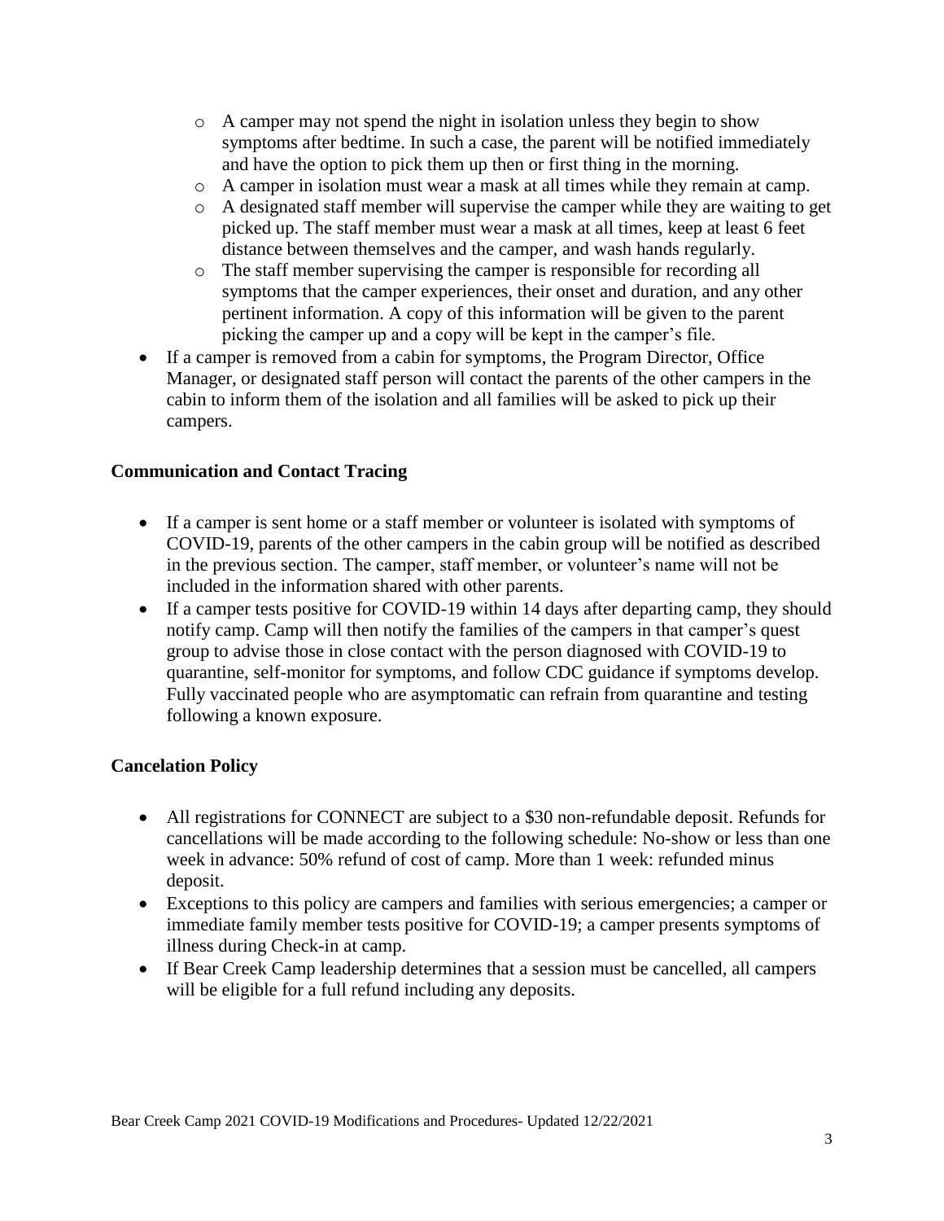- A camper may not spend the night in isolation unless they begin to show symptoms after bedtime. In such a case, the parent will be notified immediately and have the option to pick them up then or first thing in the morning.
    - A camper in isolation must wear a mask at all times while they remain at camp.
    - A designated staff member will supervise the camper while they are waiting to get picked up. The staff member must wear a mask at all times, keep at least 6 feet distance between themselves and the camper, and wash hands regularly.
    - The staff member supervising the camper is responsible for recording all symptoms that the camper experiences, their onset and duration, and any other pertinent information. A copy of this information will be given to the parent picking the camper up and a copy will be kept in the camper's file.
- If a camper is removed from a cabin for symptoms, the Program Director, Office Manager, or designated staff person will contact the parents of the other campers in the cabin to inform them of the isolation and all families will be asked to pick up their campers.

### Communication and Contact Tracing

- If a camper is sent home or a staff member or volunteer is isolated with symptoms of COVID-19, parents of the other campers in the cabin group will be notified as described in the previous section. The camper, staff member, or volunteer's name will not be included in the information shared with other parents.
- If a camper tests positive for COVID-19 within 14 days after departing camp, they should notify camp. Camp will then notify the families of the campers in that camper's quest group to advise those in close contact with the person diagnosed with COVID-19 to quarantine, self-monitor for symptoms, and follow CDC guidance if symptoms develop. Fully vaccinated people who are asymptomatic can refrain from quarantine and testing following a known exposure.

### Cancelation Policy

- All registrations for CONNECT are subject to a $30 non-refundable deposit. Refunds for cancellations will be made according to the following schedule: No-show or less than one week in advance: 50% refund of cost of camp. More than 1 week: refunded minus deposit.
- Exceptions to this policy are campers and families with serious emergencies; a camper or immediate family member tests positive for COVID-19; a camper presents symptoms of illness during Check-in at camp.
- If Bear Creek Camp leadership determines that a session must be cancelled, all campers will be eligible for a full refund including any deposits.